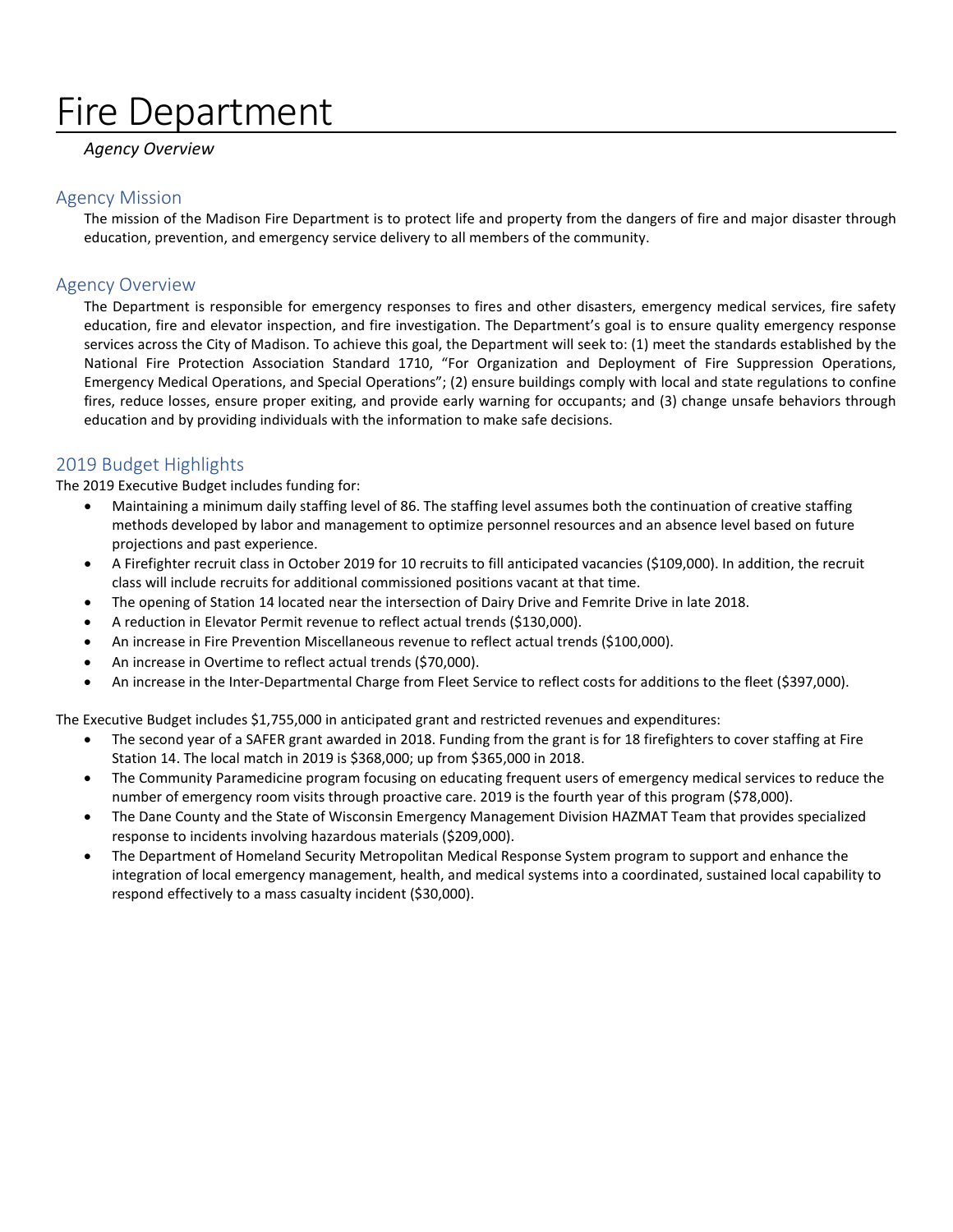# Fire Department

*Agency Overview*

## Agency Mission

The mission of the Madison Fire Department is to protect life and property from the dangers of fire and major disaster through education, prevention, and emergency service delivery to all members of the community.

## Agency Overview

The Department is responsible for emergency responses to fires and other disasters, emergency medical services, fire safety education, fire and elevator inspection, and fire investigation. The Department's goal is to ensure quality emergency response services across the City of Madison. To achieve this goal, the Department will seek to: (1) meet the standards established by the National Fire Protection Association Standard 1710, "For Organization and Deployment of Fire Suppression Operations, Emergency Medical Operations, and Special Operations"; (2) ensure buildings comply with local and state regulations to confine fires, reduce losses, ensure proper exiting, and provide early warning for occupants; and (3) change unsafe behaviors through education and by providing individuals with the information to make safe decisions.

## 2019 Budget Highlights

The 2019 Executive Budget includes funding for:

- Maintaining a minimum daily staffing level of 86. The staffing level assumes both the continuation of creative staffing methods developed by labor and management to optimize personnel resources and an absence level based on future projections and past experience.
- A Firefighter recruit class in October 2019 for 10 recruits to fill anticipated vacancies ($109,000). In addition, the recruit class will include recruits for additional commissioned positions vacant at that time.
- The opening of Station 14 located near the intersection of Dairy Drive and Femrite Drive in late 2018.
- A reduction in Elevator Permit revenue to reflect actual trends ($130,000).
- An increase in Fire Prevention Miscellaneous revenue to reflect actual trends ($100,000).
- An increase in Overtime to reflect actual trends ($70,000).
- An increase in the Inter-Departmental Charge from Fleet Service to reflect costs for additions to the fleet ($397,000).

The Executive Budget includes $1,755,000 in anticipated grant and restricted revenues and expenditures:

- The second year of a SAFER grant awarded in 2018. Funding from the grant is for 18 firefighters to cover staffing at Fire Station 14. The local match in 2019 is $368,000; up from $365,000 in 2018.
- The Community Paramedicine program focusing on educating frequent users of emergency medical services to reduce the number of emergency room visits through proactive care. 2019 is the fourth year of this program ($78,000).
- The Dane County and the State of Wisconsin Emergency Management Division HAZMAT Team that provides specialized response to incidents involving hazardous materials ($209,000).
- The Department of Homeland Security Metropolitan Medical Response System program to support and enhance the integration of local emergency management, health, and medical systems into a coordinated, sustained local capability to respond effectively to a mass casualty incident ($30,000).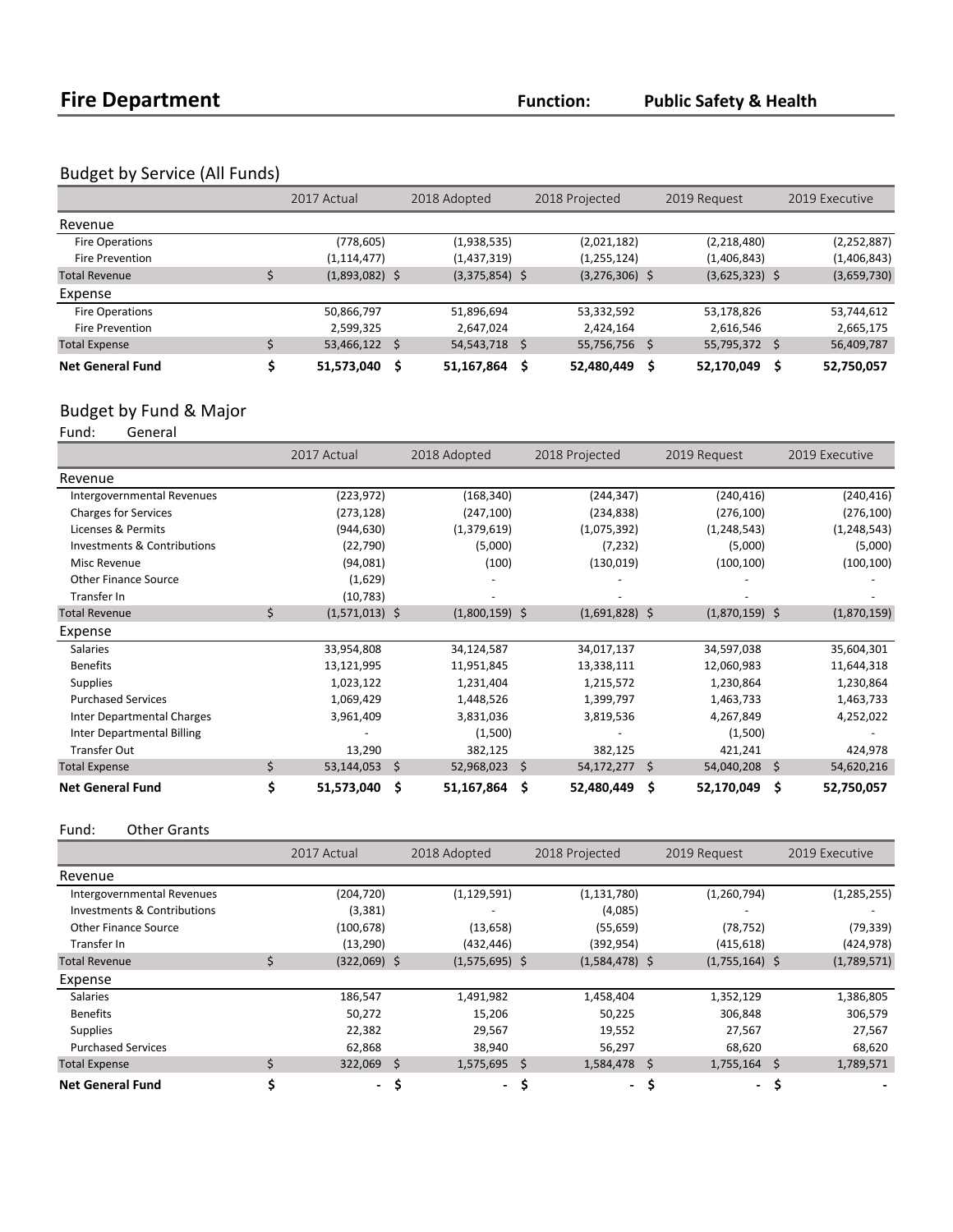# Fire Department

**Function:** **Public Safety & Health**

## Budget by Service (All Funds)

| | 2017 Actual | 2018 Adopted | 2018 Projected | 2019 Request | 2019 Executive |
|---|---|---|---|---|---|
| **Revenue** | | | | | |
| Fire Operations | (778,605) | (1,938,535) | (2,021,182) | (2,218,480) | (2,252,887) |
| Fire Prevention | (1,114,477) | (1,437,319) | (1,255,124) | (1,406,843) | (1,406,843) |
| Total Revenue | $ (1,893,082) | $ (3,375,854) | $ (3,276,306) | $ (3,625,323) | $ (3,659,730) |
| **Expense** | | | | | |
| Fire Operations | 50,866,797 | 51,896,694 | 53,332,592 | 53,178,826 | 53,744,612 |
| Fire Prevention | 2,599,325 | 2,647,024 | 2,424,164 | 2,616,546 | 2,665,175 |
| Total Expense | $ 53,466,122 | $ 54,543,718 | $ 55,756,756 | $ 55,795,372 | $ 56,409,787 |
| **Net General Fund** | **$ 51,573,040** | **$ 51,167,864** | **$ 52,480,449** | **$ 52,170,049** | **$ 52,750,057** |

## Budget by Fund & Major

Fund: General

| | 2017 Actual | 2018 Adopted | 2018 Projected | 2019 Request | 2019 Executive |
|---|---|---|---|---|---|
| **Revenue** | | | | | |
| Intergovernmental Revenues | (223,972) | (168,340) | (244,347) | (240,416) | (240,416) |
| Charges for Services | (273,128) | (247,100) | (234,838) | (276,100) | (276,100) |
| Licenses & Permits | (944,630) | (1,379,619) | (1,075,392) | (1,248,543) | (1,248,543) |
| Investments & Contributions | (22,790) | (5,000) | (7,232) | (5,000) | (5,000) |
| Misc Revenue | (94,081) | (100) | (130,019) | (100,100) | (100,100) |
| Other Finance Source | (1,629) | - | - | - | - |
| Transfer In | (10,783) | - | - | - | - |
| Total Revenue | $ (1,571,013) | $ (1,800,159) | $ (1,691,828) | $ (1,870,159) | $ (1,870,159) |
| **Expense** | | | | | |
| Salaries | 33,954,808 | 34,124,587 | 34,017,137 | 34,597,038 | 35,604,301 |
| Benefits | 13,121,995 | 11,951,845 | 13,338,111 | 12,060,983 | 11,644,318 |
| Supplies | 1,023,122 | 1,231,404 | 1,215,572 | 1,230,864 | 1,230,864 |
| Purchased Services | 1,069,429 | 1,448,526 | 1,399,797 | 1,463,733 | 1,463,733 |
| Inter Departmental Charges | 3,961,409 | 3,831,036 | 3,819,536 | 4,267,849 | 4,252,022 |
| Inter Departmental Billing | - | (1,500) | - | (1,500) | - |
| Transfer Out | 13,290 | 382,125 | 382,125 | 421,241 | 424,978 |
| Total Expense | $ 53,144,053 | $ 52,968,023 | $ 54,172,277 | $ 54,040,208 | $ 54,620,216 |
| **Net General Fund** | **$ 51,573,040** | **$ 51,167,864** | **$ 52,480,449** | **$ 52,170,049** | **$ 52,750,057** |

Fund: Other Grants

| | 2017 Actual | 2018 Adopted | 2018 Projected | 2019 Request | 2019 Executive |
|---|---|---|---|---|---|
| **Revenue** | | | | | |
| Intergovernmental Revenues | (204,720) | (1,129,591) | (1,131,780) | (1,260,794) | (1,285,255) |
| Investments & Contributions | (3,381) | - | (4,085) | - | - |
| Other Finance Source | (100,678) | (13,658) | (55,659) | (78,752) | (79,339) |
| Transfer In | (13,290) | (432,446) | (392,954) | (415,618) | (424,978) |
| Total Revenue | $ (322,069) | $ (1,575,695) | $ (1,584,478) | $ (1,755,164) | $ (1,789,571) |
| **Expense** | | | | | |
| Salaries | 186,547 | 1,491,982 | 1,458,404 | 1,352,129 | 1,386,805 |
| Benefits | 50,272 | 15,206 | 50,225 | 306,848 | 306,579 |
| Supplies | 22,382 | 29,567 | 19,552 | 27,567 | 27,567 |
| Purchased Services | 62,868 | 38,940 | 56,297 | 68,620 | 68,620 |
| Total Expense | $ 322,069 | $ 1,575,695 | $ 1,584,478 | $ 1,755,164 | $ 1,789,571 |
| **Net General Fund** | **$ -** | **$ -** | **$ -** | **$ -** | **$ -** |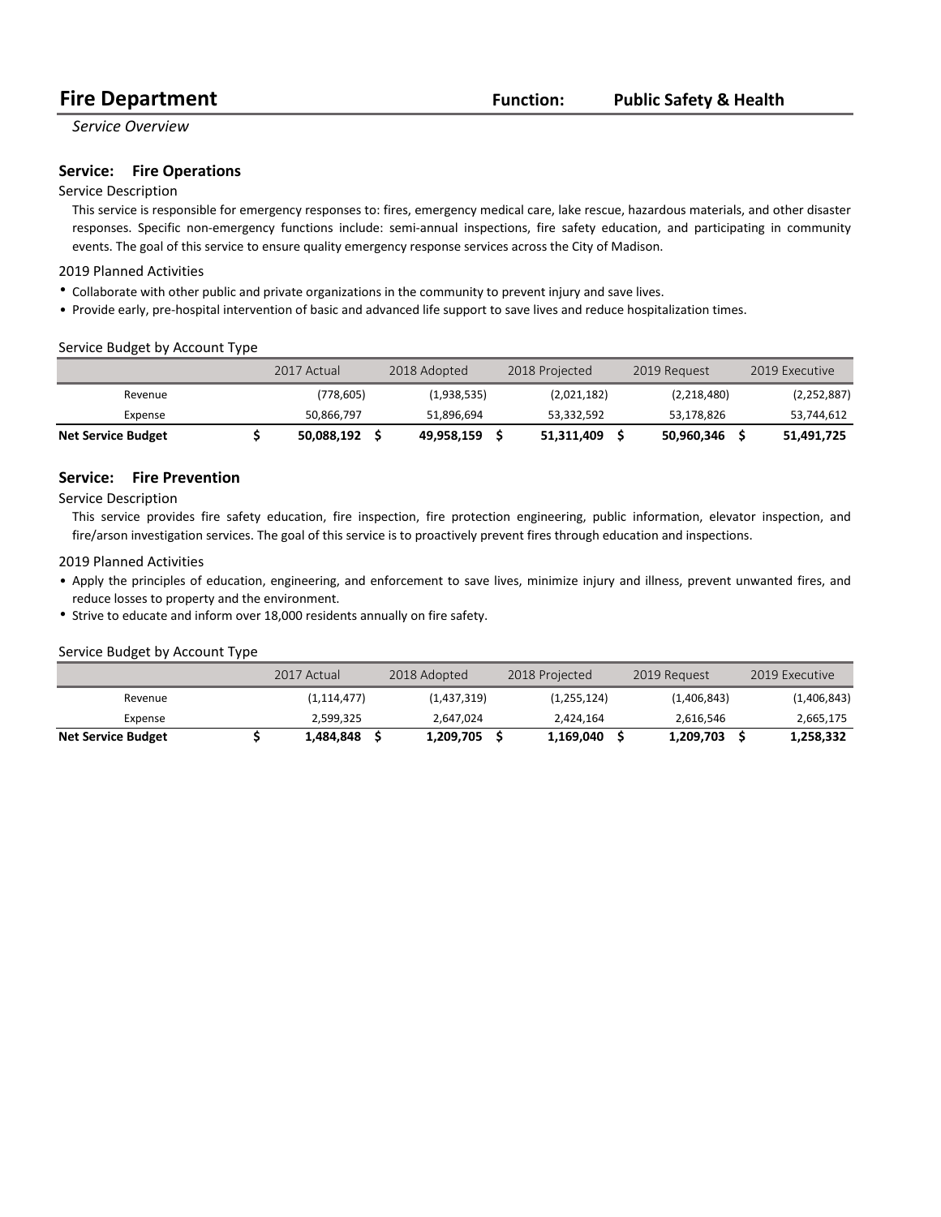# Fire Department

**Function:** **Public Safety & Health**

*Service Overview*

## Service: Fire Operations

### Service Description

This service is responsible for emergency responses to: fires, emergency medical care, lake rescue, hazardous materials, and other disaster responses. Specific non-emergency functions include: semi-annual inspections, fire safety education, and participating in community events. The goal of this service to ensure quality emergency response services across the City of Madison.

### 2019 Planned Activities

- Collaborate with other public and private organizations in the community to prevent injury and save lives.
- Provide early, pre-hospital intervention of basic and advanced life support to save lives and reduce hospitalization times.

### Service Budget by Account Type

| | 2017 Actual | 2018 Adopted | 2018 Projected | 2019 Request | 2019 Executive |
|---|---|---|---|---|---|
| Revenue | (778,605) | (1,938,535) | (2,021,182) | (2,218,480) | (2,252,887) |
| Expense | 50,866,797 | 51,896,694 | 53,332,592 | 53,178,826 | 53,744,612 |
| **Net Service Budget** | **$ 50,088,192** | **$ 49,958,159** | **$ 51,311,409** | **$ 50,960,346** | **$ 51,491,725** |

## Service: Fire Prevention

### Service Description

This service provides fire safety education, fire inspection, fire protection engineering, public information, elevator inspection, and fire/arson investigation services. The goal of this service is to proactively prevent fires through education and inspections.

### 2019 Planned Activities

- Apply the principles of education, engineering, and enforcement to save lives, minimize injury and illness, prevent unwanted fires, and reduce losses to property and the environment.
- Strive to educate and inform over 18,000 residents annually on fire safety.

### Service Budget by Account Type

| | 2017 Actual | 2018 Adopted | 2018 Projected | 2019 Request | 2019 Executive |
|---|---|---|---|---|---|
| Revenue | (1,114,477) | (1,437,319) | (1,255,124) | (1,406,843) | (1,406,843) |
| Expense | 2,599,325 | 2,647,024 | 2,424,164 | 2,616,546 | 2,665,175 |
| **Net Service Budget** | **$ 1,484,848** | **$ 1,209,705** | **$ 1,169,040** | **$ 1,209,703** | **$ 1,258,332** |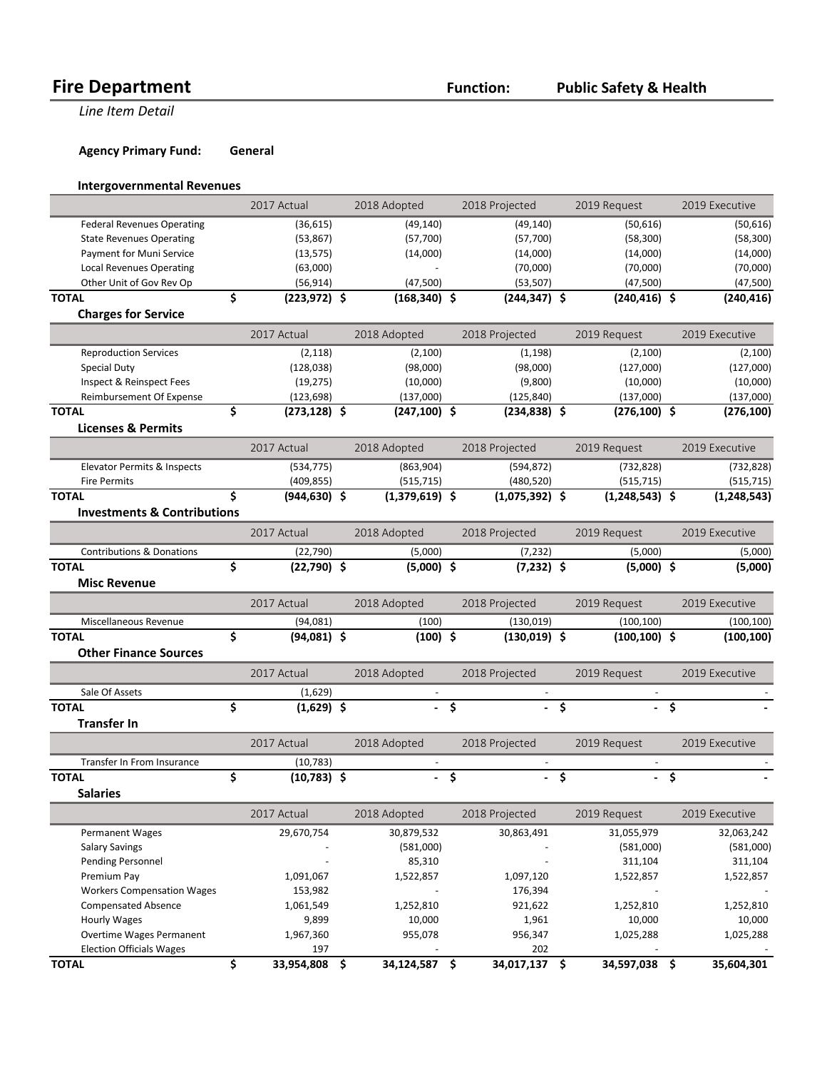# Fire Department

**Function:** **Public Safety & Health**

*Line Item Detail*

**Agency Primary Fund:** **General**

### Intergovernmental Revenues

| | 2017 Actual | 2018 Adopted | 2018 Projected | 2019 Request | 2019 Executive |
|---|---|---|---|---|---|
| Federal Revenues Operating | (36,615) | (49,140) | (49,140) | (50,616) | (50,616) |
| State Revenues Operating | (53,867) | (57,700) | (57,700) | (58,300) | (58,300) |
| Payment for Muni Service | (13,575) | (14,000) | (14,000) | (14,000) | (14,000) |
| Local Revenues Operating | (63,000) | - | (70,000) | (70,000) | (70,000) |
| Other Unit of Gov Rev Op | (56,914) | (47,500) | (53,507) | (47,500) | (47,500) |
| **TOTAL** | **$ (223,972)** | **$ (168,340)** | **$ (244,347)** | **$ (240,416)** | **$ (240,416)** |

### Charges for Service

| | 2017 Actual | 2018 Adopted | 2018 Projected | 2019 Request | 2019 Executive |
|---|---|---|---|---|---|
| Reproduction Services | (2,118) | (2,100) | (1,198) | (2,100) | (2,100) |
| Special Duty | (128,038) | (98,000) | (98,000) | (127,000) | (127,000) |
| Inspect & Reinspect Fees | (19,275) | (10,000) | (9,800) | (10,000) | (10,000) |
| Reimbursement Of Expense | (123,698) | (137,000) | (125,840) | (137,000) | (137,000) |
| **TOTAL** | **$ (273,128)** | **$ (247,100)** | **$ (234,838)** | **$ (276,100)** | **$ (276,100)** |

### Licenses & Permits

| | 2017 Actual | 2018 Adopted | 2018 Projected | 2019 Request | 2019 Executive |
|---|---|---|---|---|---|
| Elevator Permits & Inspects | (534,775) | (863,904) | (594,872) | (732,828) | (732,828) |
| Fire Permits | (409,855) | (515,715) | (480,520) | (515,715) | (515,715) |
| **TOTAL** | **$ (944,630)** | **$ (1,379,619)** | **$ (1,075,392)** | **$ (1,248,543)** | **$ (1,248,543)** |

### Investments & Contributions

| | 2017 Actual | 2018 Adopted | 2018 Projected | 2019 Request | 2019 Executive |
|---|---|---|---|---|---|
| Contributions & Donations | (22,790) | (5,000) | (7,232) | (5,000) | (5,000) |
| **TOTAL** | **$ (22,790)** | **$ (5,000)** | **$ (7,232)** | **$ (5,000)** | **$ (5,000)** |

### Misc Revenue

| | 2017 Actual | 2018 Adopted | 2018 Projected | 2019 Request | 2019 Executive |
|---|---|---|---|---|---|
| Miscellaneous Revenue | (94,081) | (100) | (130,019) | (100,100) | (100,100) |
| **TOTAL** | **$ (94,081)** | **$ (100)** | **$ (130,019)** | **$ (100,100)** | **$ (100,100)** |

### Other Finance Sources

| | 2017 Actual | 2018 Adopted | 2018 Projected | 2019 Request | 2019 Executive |
|---|---|---|---|---|---|
| Sale Of Assets | (1,629) | - | - | - | - |
| **TOTAL** | **$ (1,629)** | **$ -** | **$ -** | **$ -** | **$ -** |

### Transfer In

| | 2017 Actual | 2018 Adopted | 2018 Projected | 2019 Request | 2019 Executive |
|---|---|---|---|---|---|
| Transfer In From Insurance | (10,783) | - | - | - | - |
| **TOTAL** | **$ (10,783)** | **$ -** | **$ -** | **$ -** | **$ -** |

### Salaries

| | 2017 Actual | 2018 Adopted | 2018 Projected | 2019 Request | 2019 Executive |
|---|---|---|---|---|---|
| Permanent Wages | 29,670,754 | 30,879,532 | 30,863,491 | 31,055,979 | 32,063,242 |
| Salary Savings | - | (581,000) | - | (581,000) | (581,000) |
| Pending Personnel | - | 85,310 | - | 311,104 | 311,104 |
| Premium Pay | 1,091,067 | 1,522,857 | 1,097,120 | 1,522,857 | 1,522,857 |
| Workers Compensation Wages | 153,982 | - | 176,394 | - | - |
| Compensated Absence | 1,061,549 | 1,252,810 | 921,622 | 1,252,810 | 1,252,810 |
| Hourly Wages | 9,899 | 10,000 | 1,961 | 10,000 | 10,000 |
| Overtime Wages Permanent | 1,967,360 | 955,078 | 956,347 | 1,025,288 | 1,025,288 |
| Election Officials Wages | 197 | - | 202 | - | - |
| **TOTAL** | **$ 33,954,808** | **$ 34,124,587** | **$ 34,017,137** | **$ 34,597,038** | **$ 35,604,301** |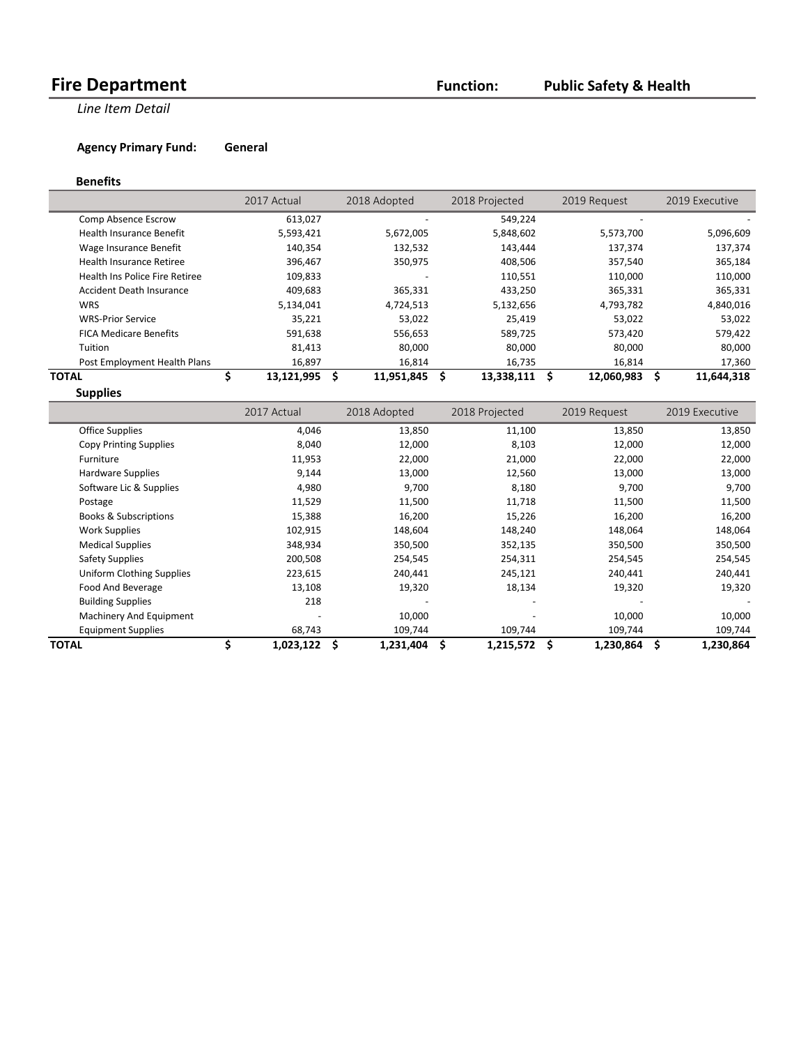# Fire Department

**Function: Public Safety & Health**

*Line Item Detail*

**Agency Primary Fund: General**

### Benefits

| | 2017 Actual | 2018 Adopted | 2018 Projected | 2019 Request | 2019 Executive |
|---|---|---|---|---|---|
| Comp Absence Escrow | 613,027 | - | 549,224 | - | - |
| Health Insurance Benefit | 5,593,421 | 5,672,005 | 5,848,602 | 5,573,700 | 5,096,609 |
| Wage Insurance Benefit | 140,354 | 132,532 | 143,444 | 137,374 | 137,374 |
| Health Insurance Retiree | 396,467 | 350,975 | 408,506 | 357,540 | 365,184 |
| Health Ins Police Fire Retiree | 109,833 | - | 110,551 | 110,000 | 110,000 |
| Accident Death Insurance | 409,683 | 365,331 | 433,250 | 365,331 | 365,331 |
| WRS | 5,134,041 | 4,724,513 | 5,132,656 | 4,793,782 | 4,840,016 |
| WRS-Prior Service | 35,221 | 53,022 | 25,419 | 53,022 | 53,022 |
| FICA Medicare Benefits | 591,638 | 556,653 | 589,725 | 573,420 | 579,422 |
| Tuition | 81,413 | 80,000 | 80,000 | 80,000 | 80,000 |
| Post Employment Health Plans | 16,897 | 16,814 | 16,735 | 16,814 | 17,360 |
| **TOTAL** | **$ 13,121,995** | **$ 11,951,845** | **$ 13,338,111** | **$ 12,060,983** | **$ 11,644,318** |

### Supplies

| | 2017 Actual | 2018 Adopted | 2018 Projected | 2019 Request | 2019 Executive |
|---|---|---|---|---|---|
| Office Supplies | 4,046 | 13,850 | 11,100 | 13,850 | 13,850 |
| Copy Printing Supplies | 8,040 | 12,000 | 8,103 | 12,000 | 12,000 |
| Furniture | 11,953 | 22,000 | 21,000 | 22,000 | 22,000 |
| Hardware Supplies | 9,144 | 13,000 | 12,560 | 13,000 | 13,000 |
| Software Lic & Supplies | 4,980 | 9,700 | 8,180 | 9,700 | 9,700 |
| Postage | 11,529 | 11,500 | 11,718 | 11,500 | 11,500 |
| Books & Subscriptions | 15,388 | 16,200 | 15,226 | 16,200 | 16,200 |
| Work Supplies | 102,915 | 148,604 | 148,240 | 148,064 | 148,064 |
| Medical Supplies | 348,934 | 350,500 | 352,135 | 350,500 | 350,500 |
| Safety Supplies | 200,508 | 254,545 | 254,311 | 254,545 | 254,545 |
| Uniform Clothing Supplies | 223,615 | 240,441 | 245,121 | 240,441 | 240,441 |
| Food And Beverage | 13,108 | 19,320 | 18,134 | 19,320 | 19,320 |
| Building Supplies | 218 | - | - | - | - |
| Machinery And Equipment | - | 10,000 | - | 10,000 | 10,000 |
| Equipment Supplies | 68,743 | 109,744 | 109,744 | 109,744 | 109,744 |
| **TOTAL** | **$ 1,023,122** | **$ 1,231,404** | **$ 1,215,572** | **$ 1,230,864** | **$ 1,230,864** |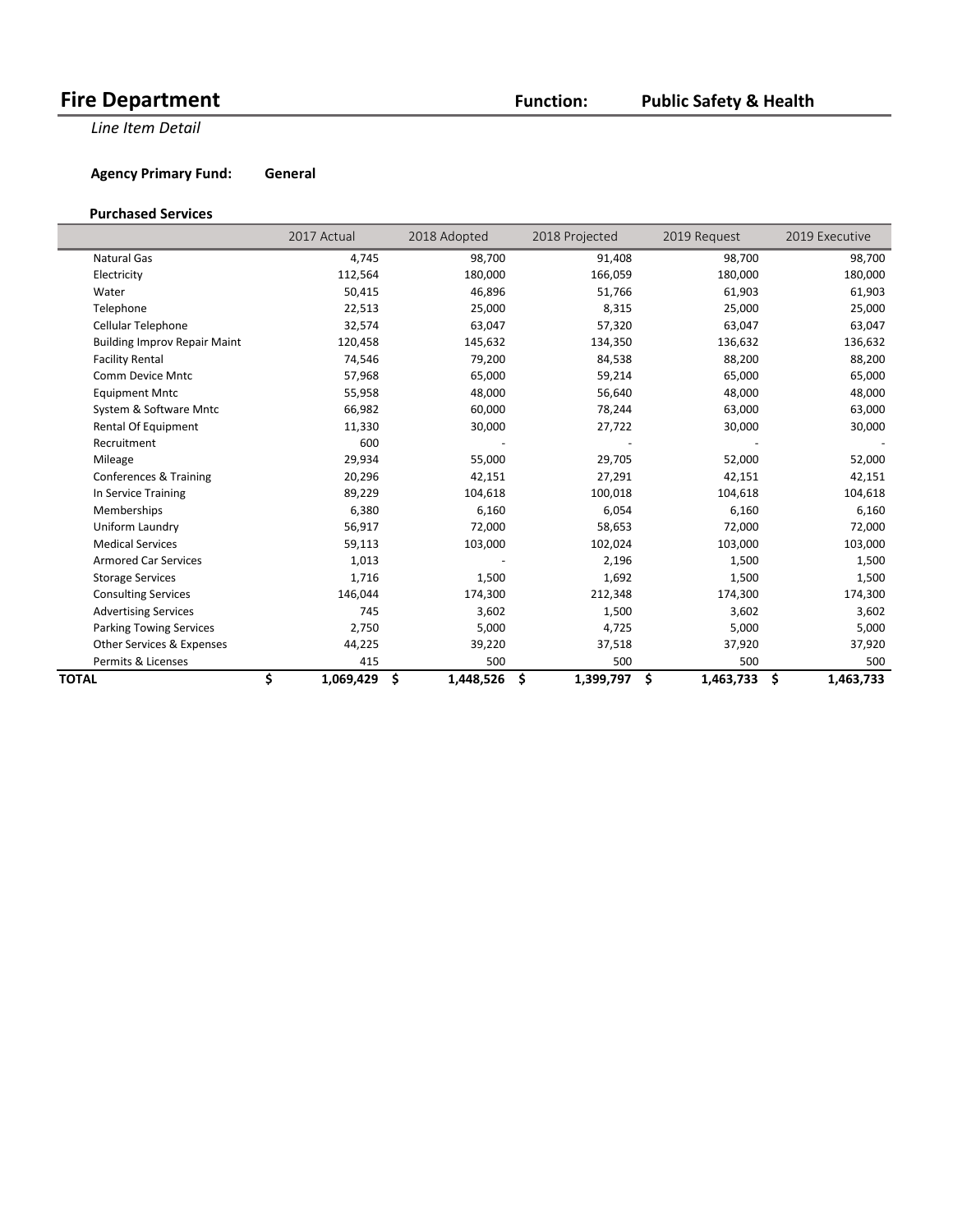# Fire Department

**Function: Public Safety & Health**

*Line Item Detail*

**Agency Primary Fund: General**

### Purchased Services

| | 2017 Actual | 2018 Adopted | 2018 Projected | 2019 Request | 2019 Executive |
|---|---|---|---|---|---|
| Natural Gas | 4,745 | 98,700 | 91,408 | 98,700 | 98,700 |
| Electricity | 112,564 | 180,000 | 166,059 | 180,000 | 180,000 |
| Water | 50,415 | 46,896 | 51,766 | 61,903 | 61,903 |
| Telephone | 22,513 | 25,000 | 8,315 | 25,000 | 25,000 |
| Cellular Telephone | 32,574 | 63,047 | 57,320 | 63,047 | 63,047 |
| Building Improv Repair Maint | 120,458 | 145,632 | 134,350 | 136,632 | 136,632 |
| Facility Rental | 74,546 | 79,200 | 84,538 | 88,200 | 88,200 |
| Comm Device Mntc | 57,968 | 65,000 | 59,214 | 65,000 | 65,000 |
| Equipment Mntc | 55,958 | 48,000 | 56,640 | 48,000 | 48,000 |
| System & Software Mntc | 66,982 | 60,000 | 78,244 | 63,000 | 63,000 |
| Rental Of Equipment | 11,330 | 30,000 | 27,722 | 30,000 | 30,000 |
| Recruitment | 600 | - | - | - | - |
| Mileage | 29,934 | 55,000 | 29,705 | 52,000 | 52,000 |
| Conferences & Training | 20,296 | 42,151 | 27,291 | 42,151 | 42,151 |
| In Service Training | 89,229 | 104,618 | 100,018 | 104,618 | 104,618 |
| Memberships | 6,380 | 6,160 | 6,054 | 6,160 | 6,160 |
| Uniform Laundry | 56,917 | 72,000 | 58,653 | 72,000 | 72,000 |
| Medical Services | 59,113 | 103,000 | 102,024 | 103,000 | 103,000 |
| Armored Car Services | 1,013 | - | 2,196 | 1,500 | 1,500 |
| Storage Services | 1,716 | 1,500 | 1,692 | 1,500 | 1,500 |
| Consulting Services | 146,044 | 174,300 | 212,348 | 174,300 | 174,300 |
| Advertising Services | 745 | 3,602 | 1,500 | 3,602 | 3,602 |
| Parking Towing Services | 2,750 | 5,000 | 4,725 | 5,000 | 5,000 |
| Other Services & Expenses | 44,225 | 39,220 | 37,518 | 37,920 | 37,920 |
| Permits & Licenses | 415 | 500 | 500 | 500 | 500 |
| **TOTAL** | **$ 1,069,429** | **$ 1,448,526** | **$ 1,399,797** | **$ 1,463,733** | **$ 1,463,733** |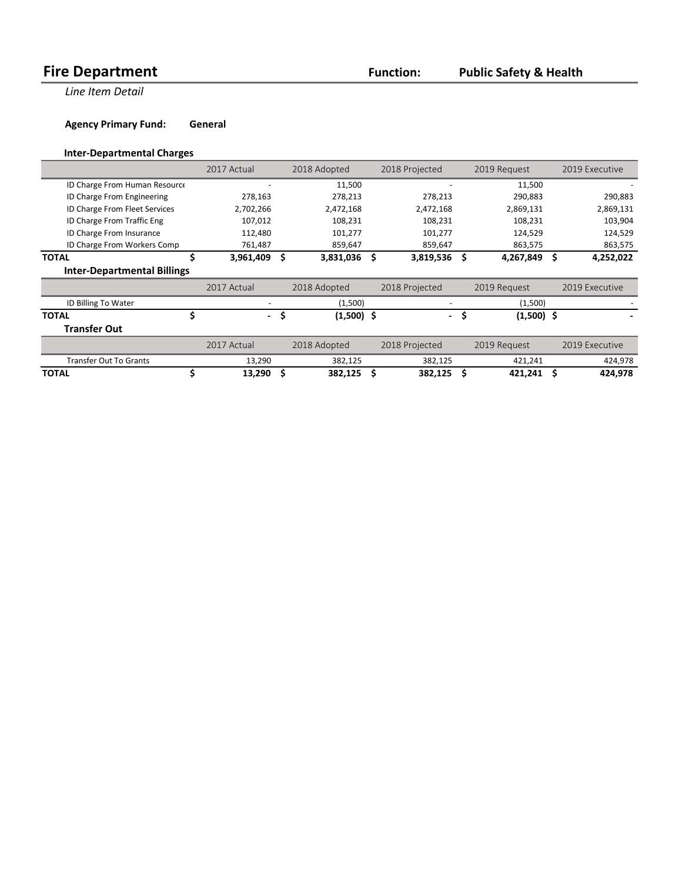# Fire Department

**Function: Public Safety & Health**

*Line Item Detail*

**Agency Primary Fund: General**

### Inter-Departmental Charges

| | 2017 Actual | 2018 Adopted | 2018 Projected | 2019 Request | 2019 Executive |
|---|---|---|---|---|---|
| ID Charge From Human Resource | - | 11,500 | - | 11,500 | - |
| ID Charge From Engineering | 278,163 | 278,213 | 278,213 | 290,883 | 290,883 |
| ID Charge From Fleet Services | 2,702,266 | 2,472,168 | 2,472,168 | 2,869,131 | 2,869,131 |
| ID Charge From Traffic Eng | 107,012 | 108,231 | 108,231 | 108,231 | 103,904 |
| ID Charge From Insurance | 112,480 | 101,277 | 101,277 | 124,529 | 124,529 |
| ID Charge From Workers Comp | 761,487 | 859,647 | 859,647 | 863,575 | 863,575 |
| **TOTAL** | **$ 3,961,409** | **$ 3,831,036** | **$ 3,819,536** | **$ 4,267,849** | **$ 4,252,022** |

### Inter-Departmental Billings

| | 2017 Actual | 2018 Adopted | 2018 Projected | 2019 Request | 2019 Executive |
|---|---|---|---|---|---|
| ID Billing To Water | - | (1,500) | - | (1,500) | - |
| **TOTAL** | **$ -** | **$ (1,500)** | **$ -** | **$ (1,500)** | **$ -** |

### Transfer Out

| | 2017 Actual | 2018 Adopted | 2018 Projected | 2019 Request | 2019 Executive |
|---|---|---|---|---|---|
| Transfer Out To Grants | 13,290 | 382,125 | 382,125 | 421,241 | 424,978 |
| **TOTAL** | **$ 13,290** | **$ 382,125** | **$ 382,125** | **$ 421,241** | **$ 424,978** |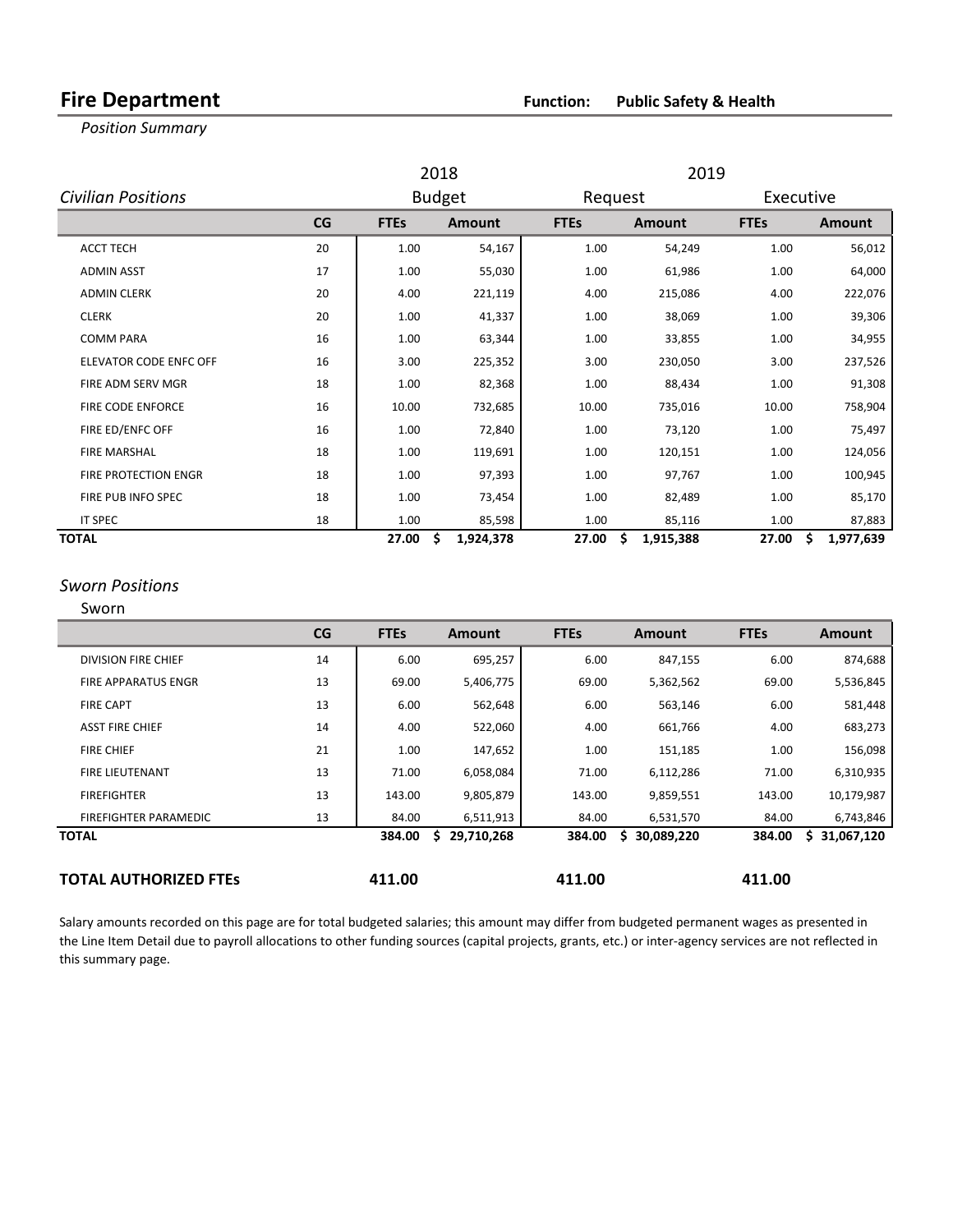# Fire Department

**Function: Public Safety & Health**

*Position Summary*

| *Civilian Positions* | | 2018 Budget | | 2019 Request | | 2019 Executive | |
|---|---|---|---|---|---|---|---|
| | **CG** | **FTEs** | **Amount** | **FTEs** | **Amount** | **FTEs** | **Amount** |
| ACCT TECH | 20 | 1.00 | 54,167 | 1.00 | 54,249 | 1.00 | 56,012 |
| ADMIN ASST | 17 | 1.00 | 55,030 | 1.00 | 61,986 | 1.00 | 64,000 |
| ADMIN CLERK | 20 | 4.00 | 221,119 | 4.00 | 215,086 | 4.00 | 222,076 |
| CLERK | 20 | 1.00 | 41,337 | 1.00 | 38,069 | 1.00 | 39,306 |
| COMM PARA | 16 | 1.00 | 63,344 | 1.00 | 33,855 | 1.00 | 34,955 |
| ELEVATOR CODE ENFC OFF | 16 | 3.00 | 225,352 | 3.00 | 230,050 | 3.00 | 237,526 |
| FIRE ADM SERV MGR | 18 | 1.00 | 82,368 | 1.00 | 88,434 | 1.00 | 91,308 |
| FIRE CODE ENFORCE | 16 | 10.00 | 732,685 | 10.00 | 735,016 | 10.00 | 758,904 |
| FIRE ED/ENFC OFF | 16 | 1.00 | 72,840 | 1.00 | 73,120 | 1.00 | 75,497 |
| FIRE MARSHAL | 18 | 1.00 | 119,691 | 1.00 | 120,151 | 1.00 | 124,056 |
| FIRE PROTECTION ENGR | 18 | 1.00 | 97,393 | 1.00 | 97,767 | 1.00 | 100,945 |
| FIRE PUB INFO SPEC | 18 | 1.00 | 73,454 | 1.00 | 82,489 | 1.00 | 85,170 |
| IT SPEC | 18 | 1.00 | 85,598 | 1.00 | 85,116 | 1.00 | 87,883 |
| **TOTAL** | | **27.00** | **$ 1,924,378** | **27.00** | **$ 1,915,388** | **27.00** | **$ 1,977,639** |

*Sworn Positions*

Sworn

| | **CG** | **FTEs** | **Amount** | **FTEs** | **Amount** | **FTEs** | **Amount** |
|---|---|---|---|---|---|---|---|
| DIVISION FIRE CHIEF | 14 | 6.00 | 695,257 | 6.00 | 847,155 | 6.00 | 874,688 |
| FIRE APPARATUS ENGR | 13 | 69.00 | 5,406,775 | 69.00 | 5,362,562 | 69.00 | 5,536,845 |
| FIRE CAPT | 13 | 6.00 | 562,648 | 6.00 | 563,146 | 6.00 | 581,448 |
| ASST FIRE CHIEF | 14 | 4.00 | 522,060 | 4.00 | 661,766 | 4.00 | 683,273 |
| FIRE CHIEF | 21 | 1.00 | 147,652 | 1.00 | 151,185 | 1.00 | 156,098 |
| FIRE LIEUTENANT | 13 | 71.00 | 6,058,084 | 71.00 | 6,112,286 | 71.00 | 6,310,935 |
| FIREFIGHTER | 13 | 143.00 | 9,805,879 | 143.00 | 9,859,551 | 143.00 | 10,179,987 |
| FIREFIGHTER PARAMEDIC | 13 | 84.00 | 6,511,913 | 84.00 | 6,531,570 | 84.00 | 6,743,846 |
| **TOTAL** | | **384.00** | **$ 29,710,268** | **384.00** | **$ 30,089,220** | **384.00** | **$ 31,067,120** |
| **TOTAL AUTHORIZED FTEs** | | **411.00** | | **411.00** | | **411.00** | |

Salary amounts recorded on this page are for total budgeted salaries; this amount may differ from budgeted permanent wages as presented in the Line Item Detail due to payroll allocations to other funding sources (capital projects, grants, etc.) or inter-agency services are not reflected in this summary page.